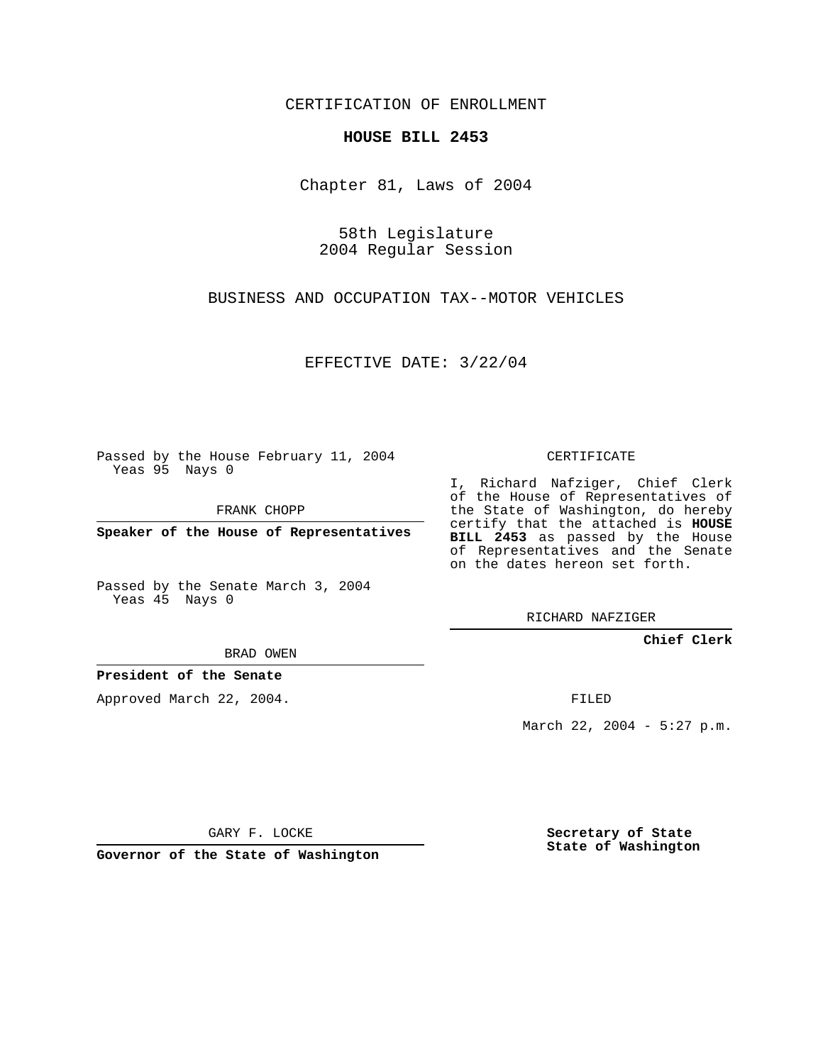CERTIFICATION OF ENROLLMENT

**HOUSE BILL 2453**

Chapter 81, Laws of 2004

58th Legislature
2004 Regular Session

BUSINESS AND OCCUPATION TAX--MOTOR VEHICLES

EFFECTIVE DATE: 3/22/04

Passed by the House February 11, 2004
Yeas 95 Nays 0

FRANK CHOPP

**Speaker of the House of Representatives**

Passed by the Senate March 3, 2004
Yeas 45 Nays 0

BRAD OWEN

**President of the Senate**

Approved March 22, 2004.

GARY F. LOCKE

**Governor of the State of Washington**

CERTIFICATE

I, Richard Nafziger, Chief Clerk of the House of Representatives of the State of Washington, do hereby certify that the attached is **HOUSE BILL 2453** as passed by the House of Representatives and the Senate on the dates hereon set forth.

RICHARD NAFZIGER

**Chief Clerk**

FILED

March 22, 2004 - 5:27 p.m.

**Secretary of State**
**State of Washington**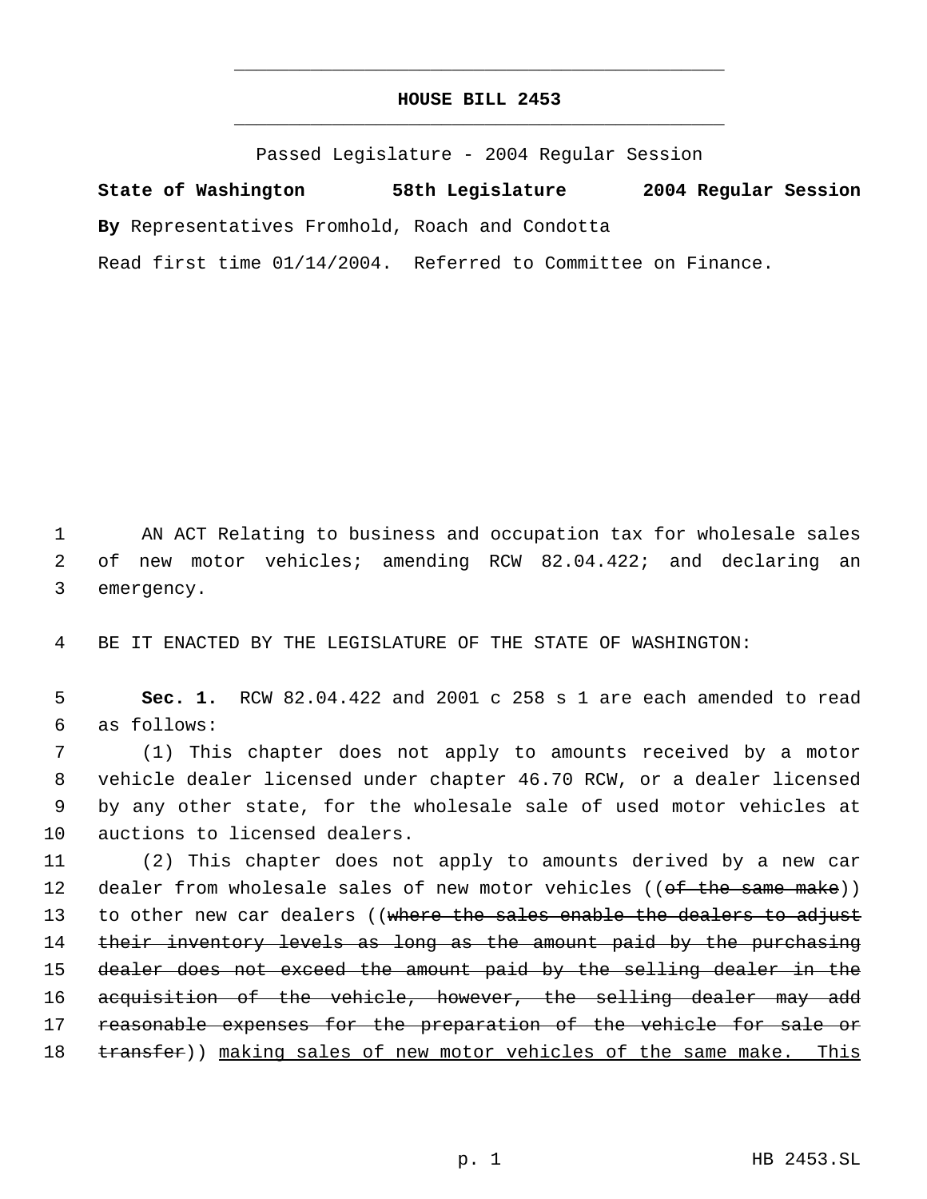# HOUSE BILL 2453

Passed Legislature - 2004 Regular Session

**State of Washington 58th Legislature 2004 Regular Session**

**By** Representatives Fromhold, Roach and Condotta

Read first time 01/14/2004. Referred to Committee on Finance.

AN ACT Relating to business and occupation tax for wholesale sales of new motor vehicles; amending RCW 82.04.422; and declaring an emergency.

BE IT ENACTED BY THE LEGISLATURE OF THE STATE OF WASHINGTON:

**Sec. 1.** RCW 82.04.422 and 2001 c 258 s 1 are each amended to read as follows:

(1) This chapter does not apply to amounts received by a motor vehicle dealer licensed under chapter 46.70 RCW, or a dealer licensed by any other state, for the wholesale sale of used motor vehicles at auctions to licensed dealers.

(2) This chapter does not apply to amounts derived by a new car dealer from wholesale sales of new motor vehicles ((~~of the same make~~)) to other new car dealers ((~~where the sales enable the dealers to adjust their inventory levels as long as the amount paid by the purchasing dealer does not exceed the amount paid by the selling dealer in the acquisition of the vehicle, however, the selling dealer may add reasonable expenses for the preparation of the vehicle for sale or transfer~~)) <u>making sales of new motor vehicles of the same make. This</u>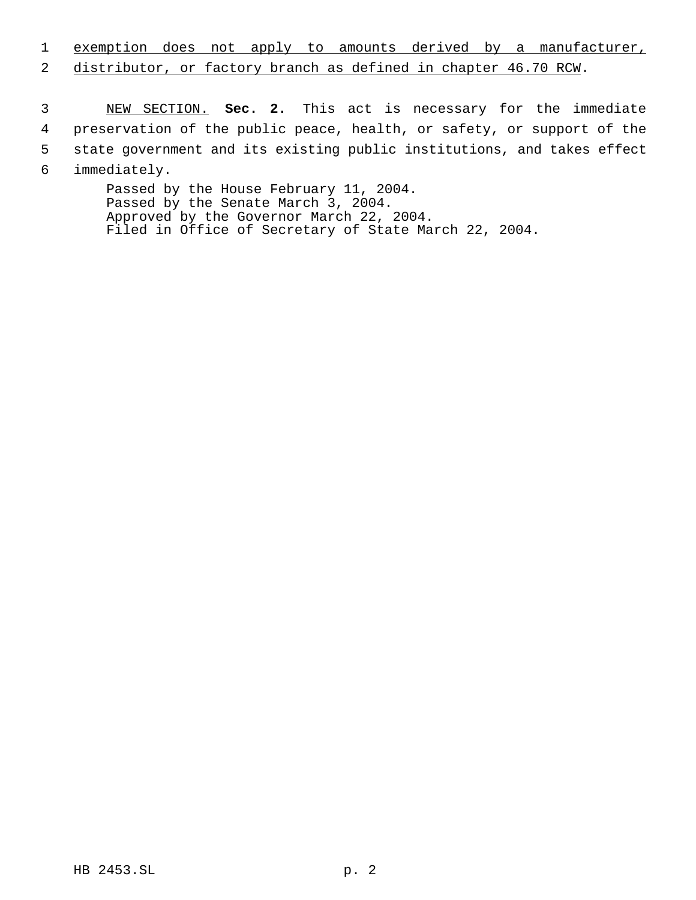exemption does not apply to amounts derived by a manufacturer, distributor, or factory branch as defined in chapter 46.70 RCW.

NEW SECTION. **Sec. 2.** This act is necessary for the immediate preservation of the public peace, health, or safety, or support of the state government and its existing public institutions, and takes effect immediately.

Passed by the House February 11, 2004.
Passed by the Senate March 3, 2004.
Approved by the Governor March 22, 2004.
Filed in Office of Secretary of State March 22, 2004.